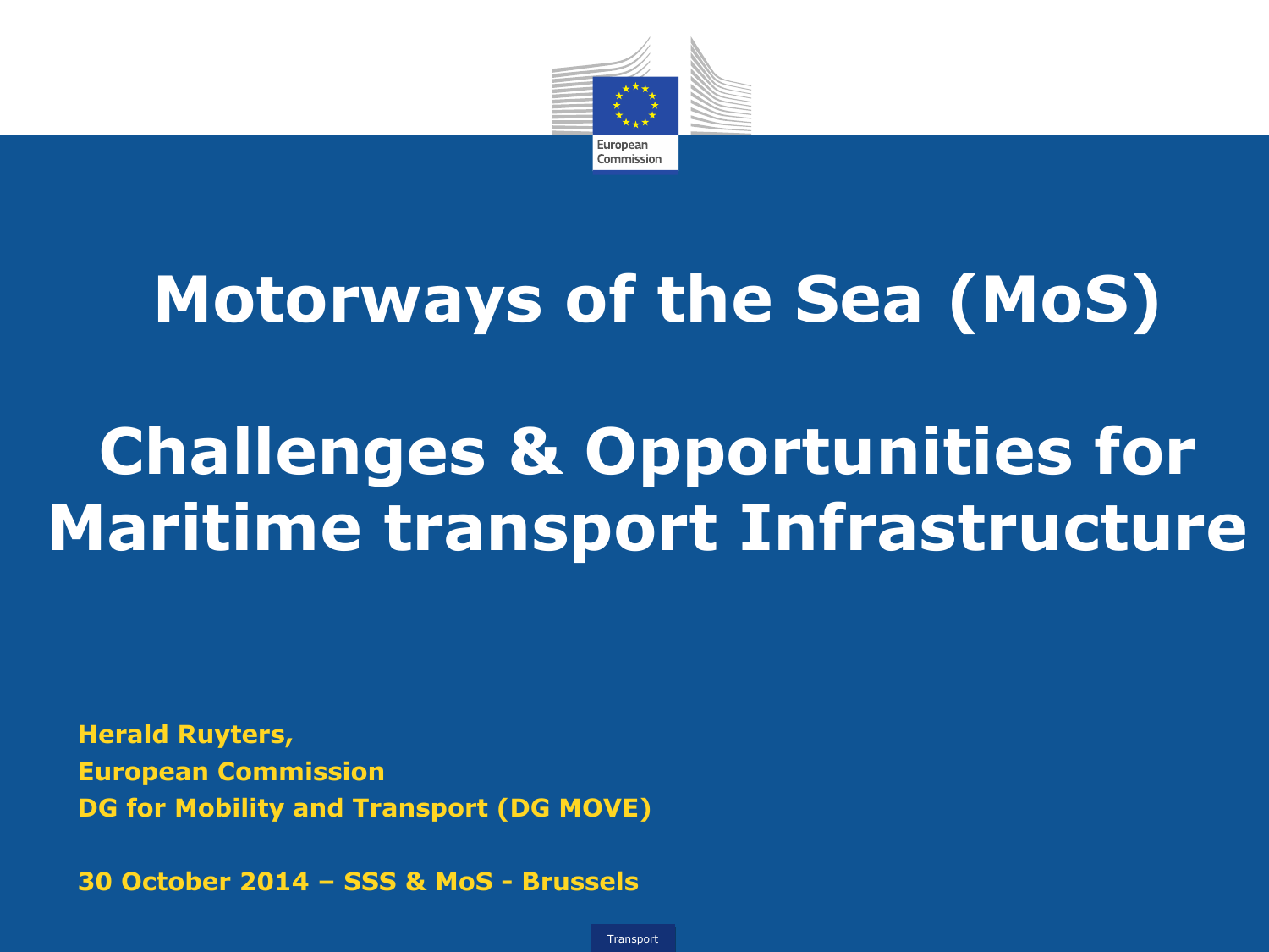# Motorways of the Sea (MoS)

# Challenges & Opportunities for Maritime transport Infrastructure

**Herald Ruyters,**
**European Commission**
**DG for Mobility and Transport (DG MOVE)**

**30 October 2014 – SSS & MoS - Brussels**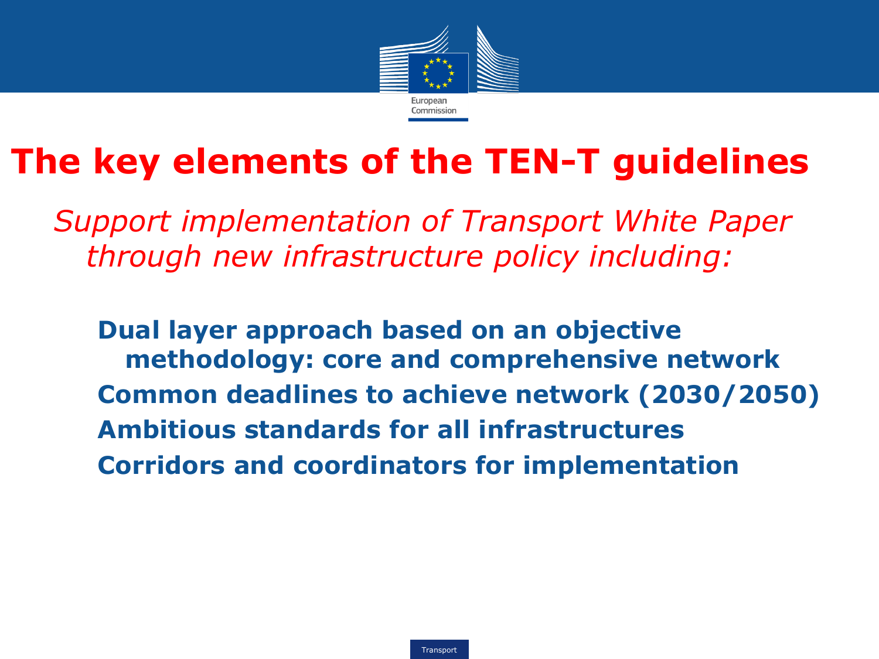# The key elements of the TEN-T guidelines

*Support implementation of Transport White Paper through new infrastructure policy including:*

- **Dual layer approach based on an objective methodology: core and comprehensive network**
- **Common deadlines to achieve network (2030/2050)**
- **Ambitious standards for all infrastructures**
- **Corridors and coordinators for implementation**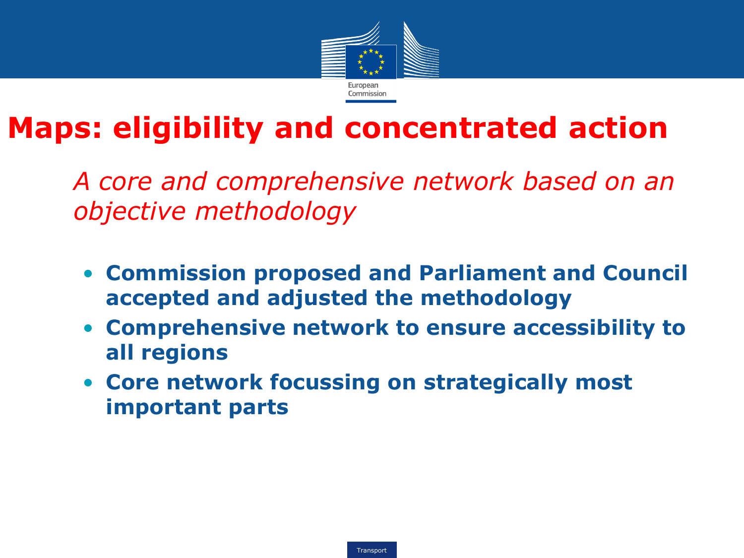# Maps: eligibility and concentrated action

*A core and comprehensive network based on an objective methodology*

- **Commission proposed and Parliament and Council accepted and adjusted the methodology**
- **Comprehensive network to ensure accessibility to all regions**
- **Core network focussing on strategically most important parts**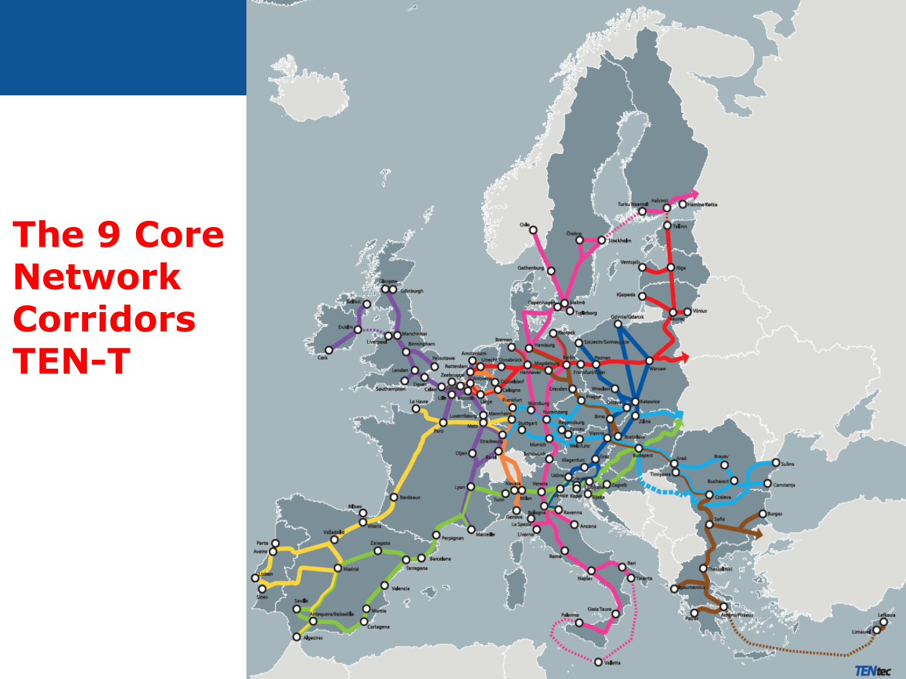# The 9 Core Network Corridors TEN-T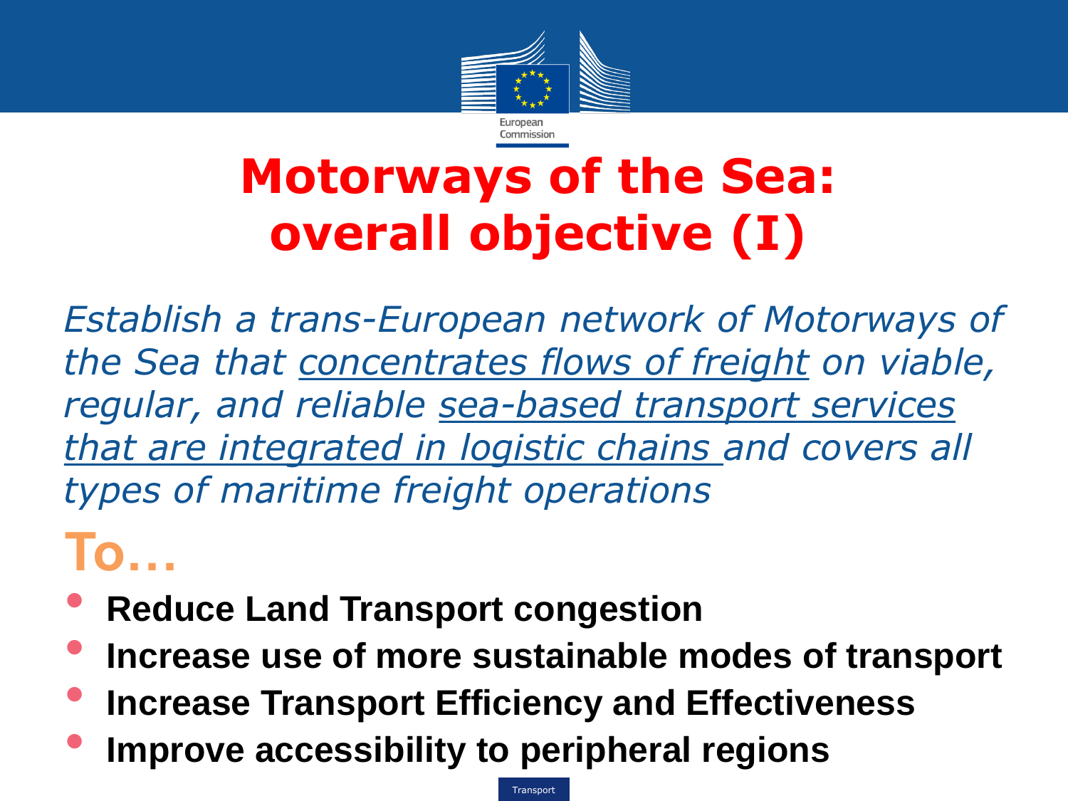# Motorways of the Sea: overall objective (I)

*Establish a trans-European network of Motorways of the Sea that <u>concentrates flows of freight</u> on viable, regular, and reliable <u>sea-based transport services that are integrated in logistic chains</u> and covers all types of maritime freight operations*

## To…

- **Reduce Land Transport congestion**
- **Increase use of more sustainable modes of transport**
- **Increase Transport Efficiency and Effectiveness**
- **Improve accessibility to peripheral regions**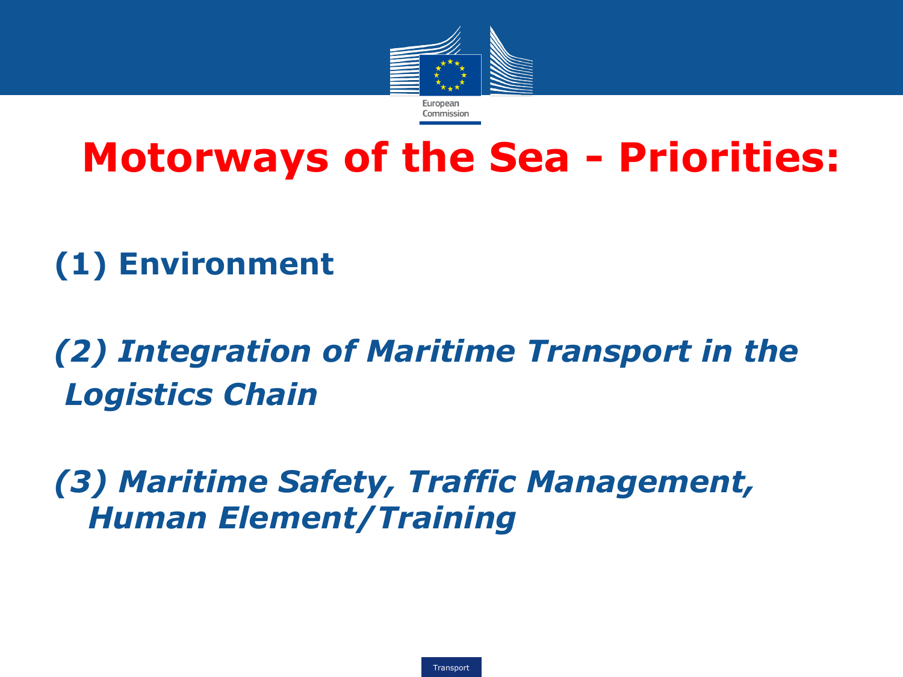# Motorways of the Sea - Priorities:

**(1) Environment**

***(2) Integration of Maritime Transport in the Logistics Chain***

***(3) Maritime Safety, Traffic Management, Human Element/Training***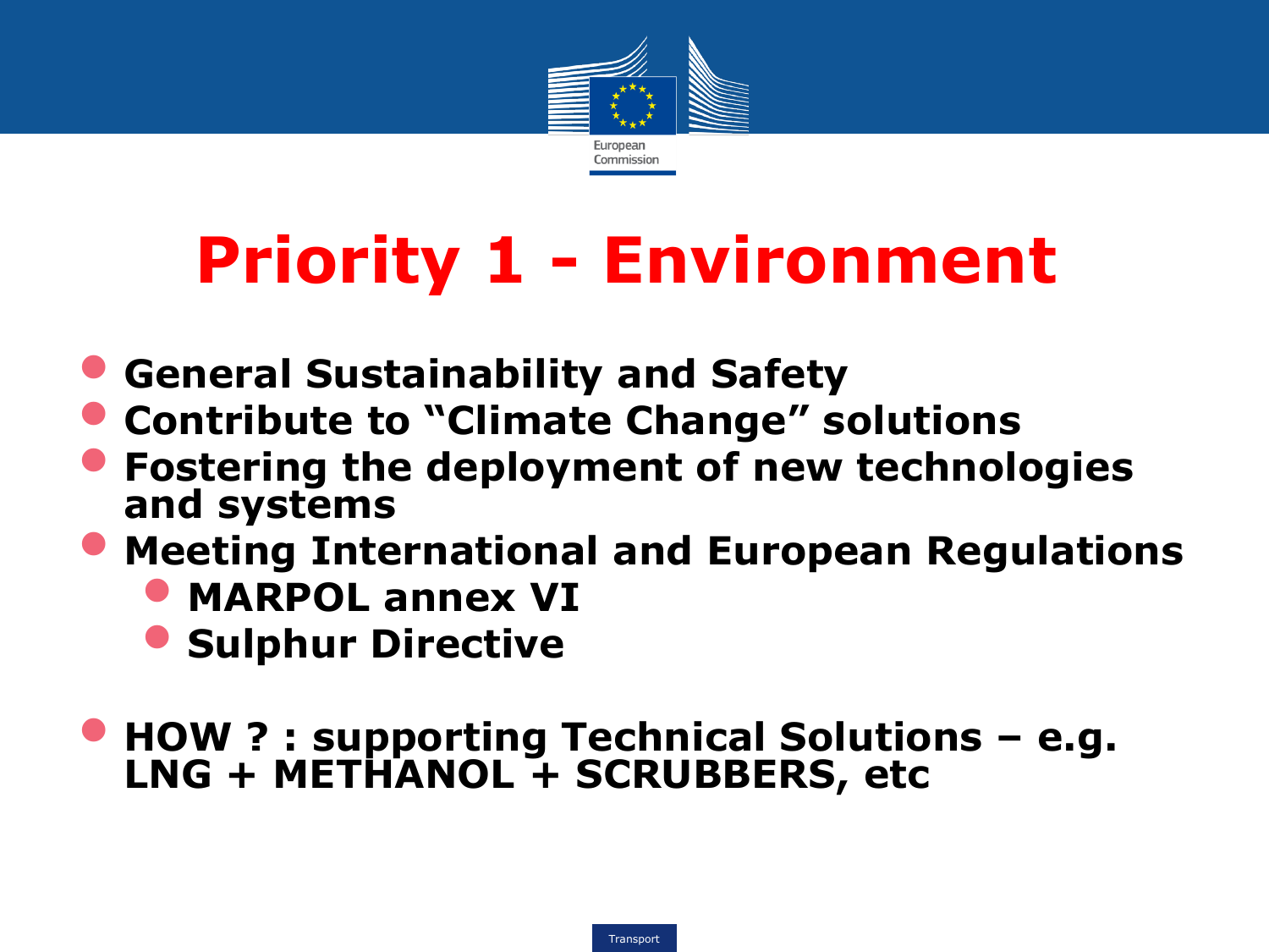# Priority 1 - Environment

- **General Sustainability and Safety**
- **Contribute to "Climate Change" solutions**
- **Fostering the deployment of new technologies and systems**
- **Meeting International and European Regulations**
  - **MARPOL annex VI**
  - **Sulphur Directive**

- **HOW ? : supporting Technical Solutions – e.g. LNG + METHANOL + SCRUBBERS, etc**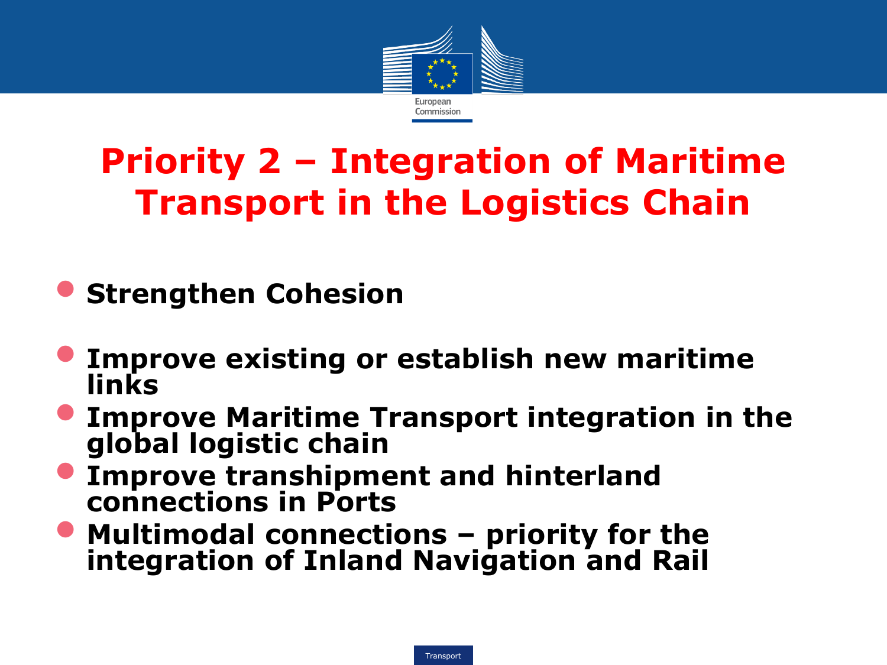# Priority 2 – Integration of Maritime Transport in the Logistics Chain

- **Strengthen Cohesion**

- **Improve existing or establish new maritime links**
- **Improve Maritime Transport integration in the global logistic chain**
- **Improve transhipment and hinterland connections in Ports**
- **Multimodal connections – priority for the integration of Inland Navigation and Rail**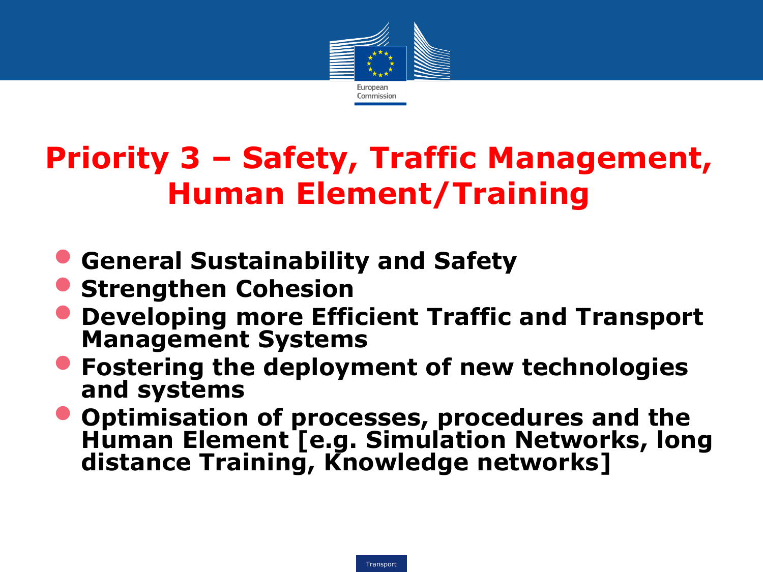# Priority 3 – Safety, Traffic Management, Human Element/Training

- **General Sustainability and Safety**
- **Strengthen Cohesion**
- **Developing more Efficient Traffic and Transport Management Systems**
- **Fostering the deployment of new technologies and systems**
- **Optimisation of processes, procedures and the Human Element [e.g. Simulation Networks, long distance Training, Knowledge networks]**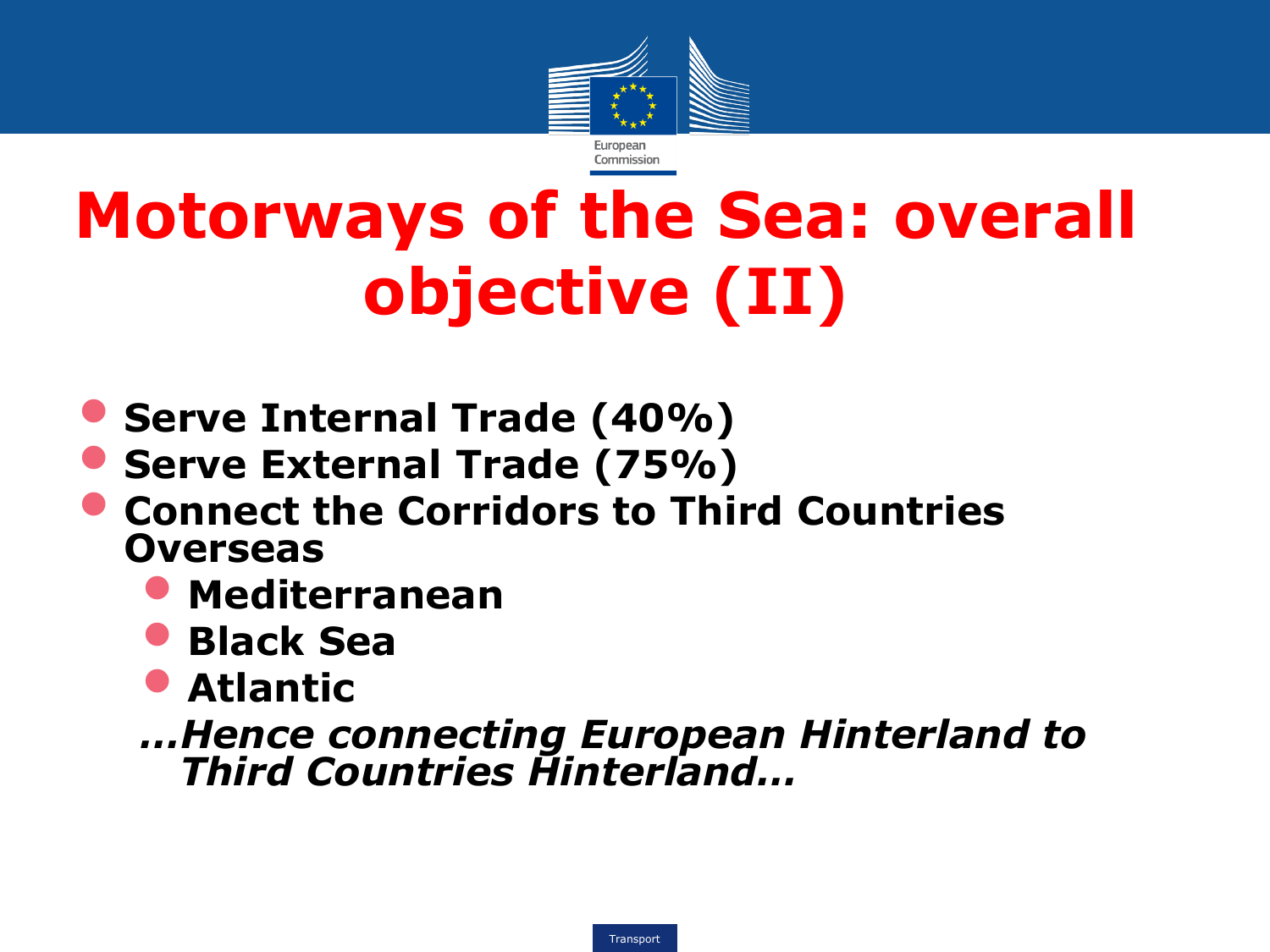# Motorways of the Sea: overall objective (II)

- **Serve Internal Trade (40%)**
- **Serve External Trade (75%)**
- **Connect the Corridors to Third Countries Overseas**
  - **Mediterranean**
  - **Black Sea**
  - **Atlantic**

***…Hence connecting European Hinterland to Third Countries Hinterland…***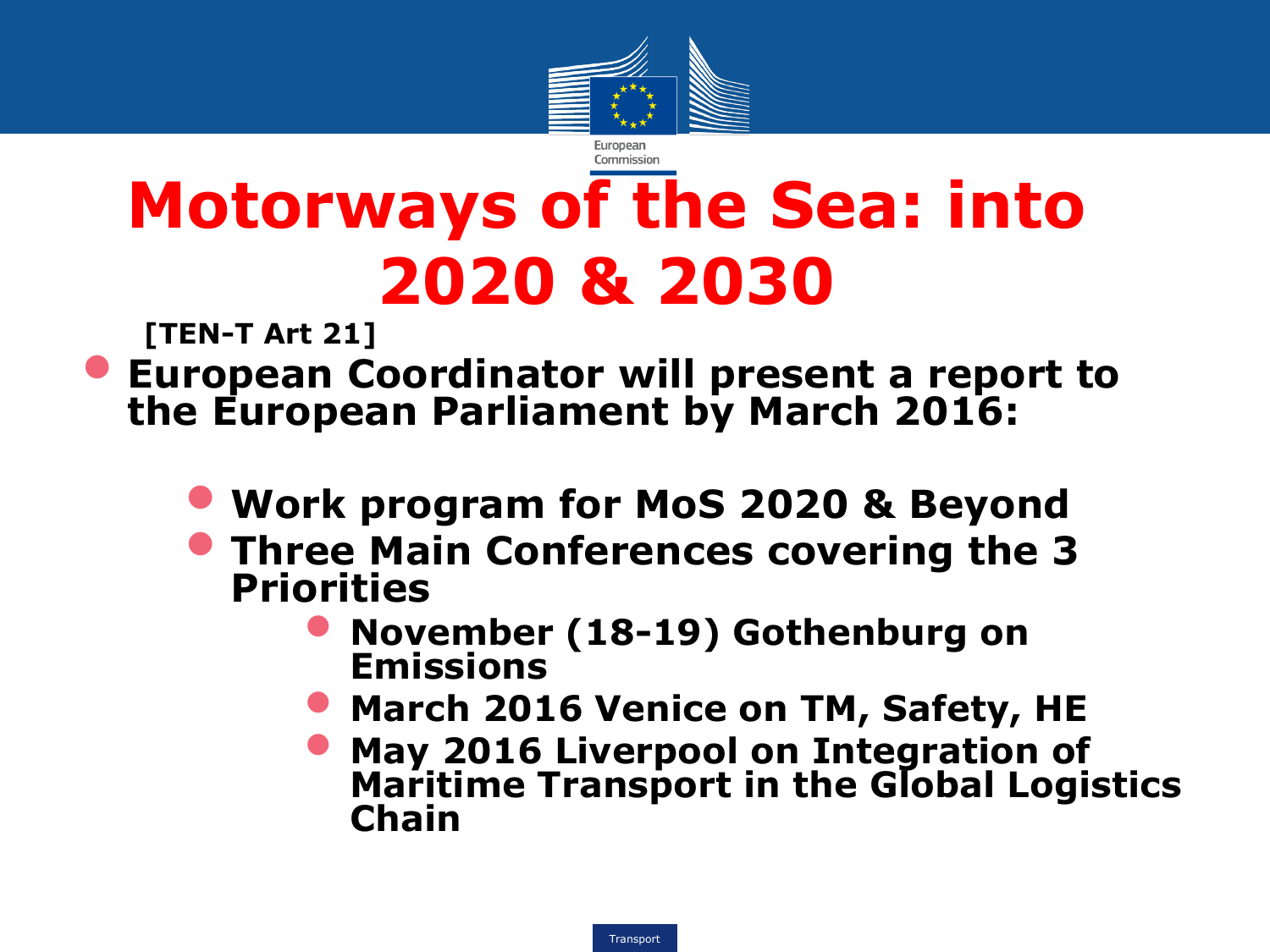# Motorways of the Sea: into 2020 & 2030

**[TEN-T Art 21]**

- **European Coordinator will present a report to the European Parliament by March 2016:**
  - **Work program for MoS 2020 & Beyond**
  - **Three Main Conferences covering the 3 Priorities**
    - **November (18-19) Gothenburg on Emissions**
    - **March 2016 Venice on TM, Safety, HE**
    - **May 2016 Liverpool on Integration of Maritime Transport in the Global Logistics Chain**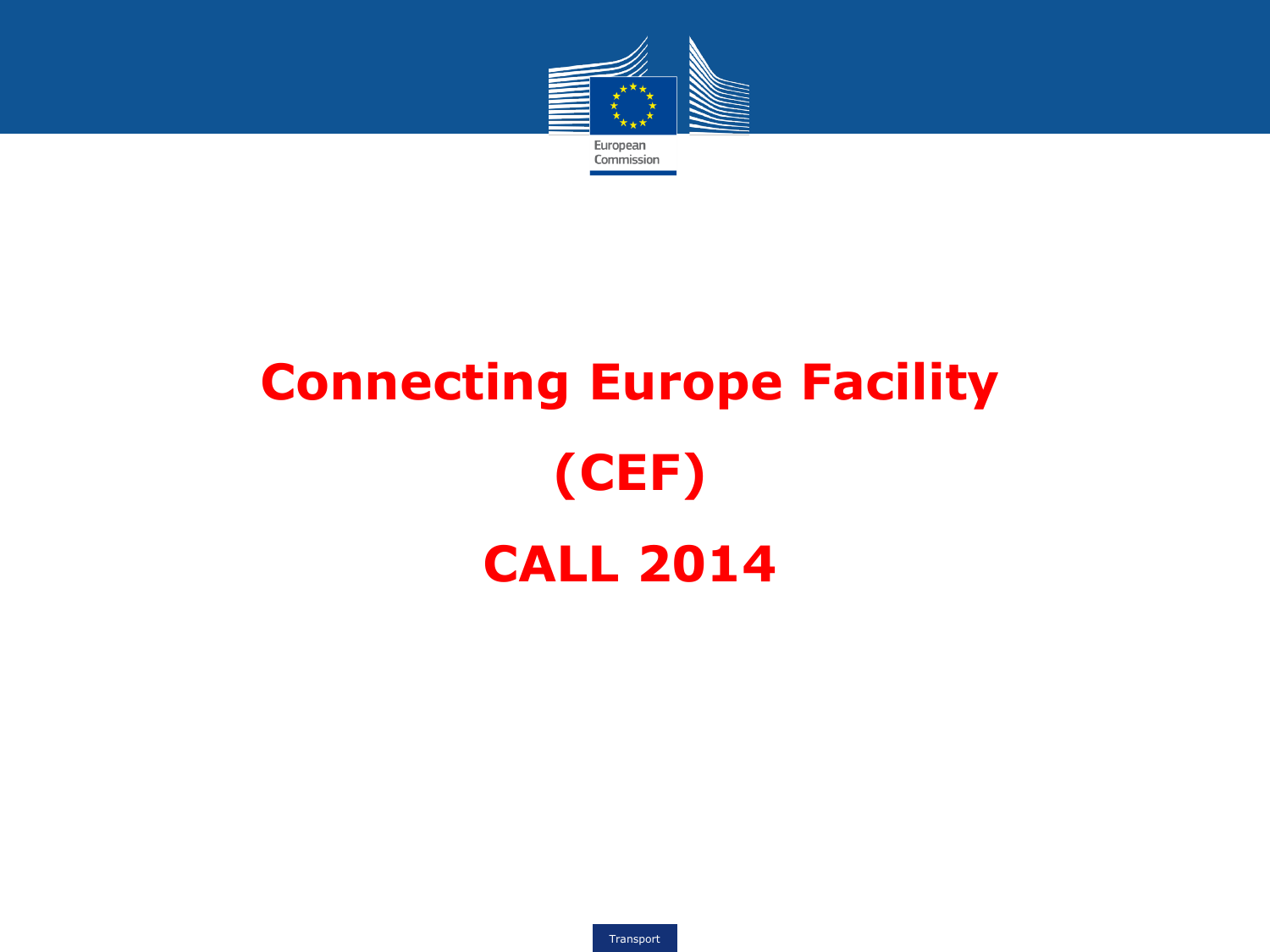# Connecting Europe Facility

# (CEF)

# CALL 2014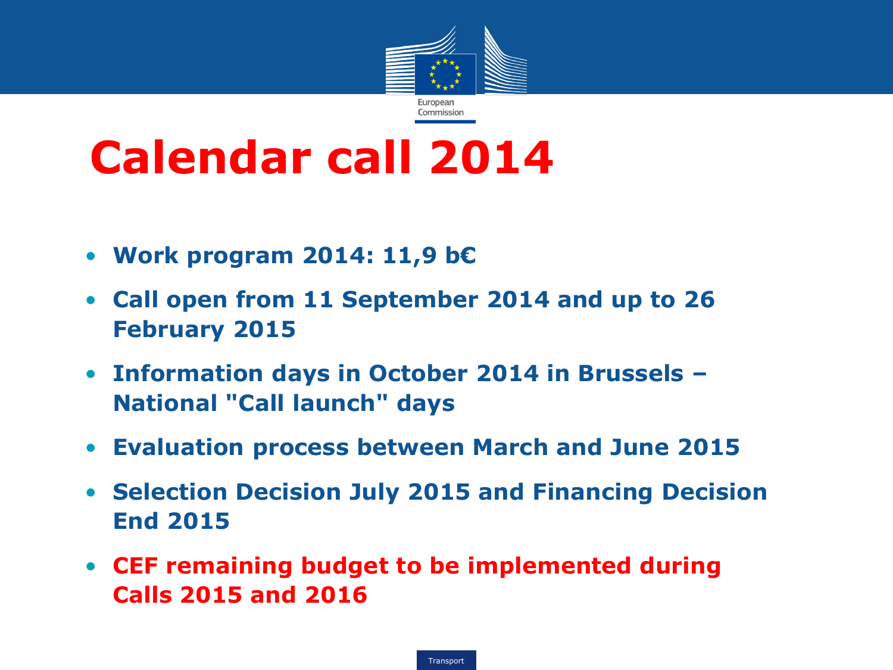# Calendar call 2014

- **Work program 2014: 11,9 b€**
- **Call open from 11 September 2014 and up to 26 February 2015**
- **Information days in October 2014 in Brussels – National "Call launch" days**
- **Evaluation process between March and June 2015**
- **Selection Decision July 2015 and Financing Decision End 2015**
- **CEF remaining budget to be implemented during Calls 2015 and 2016**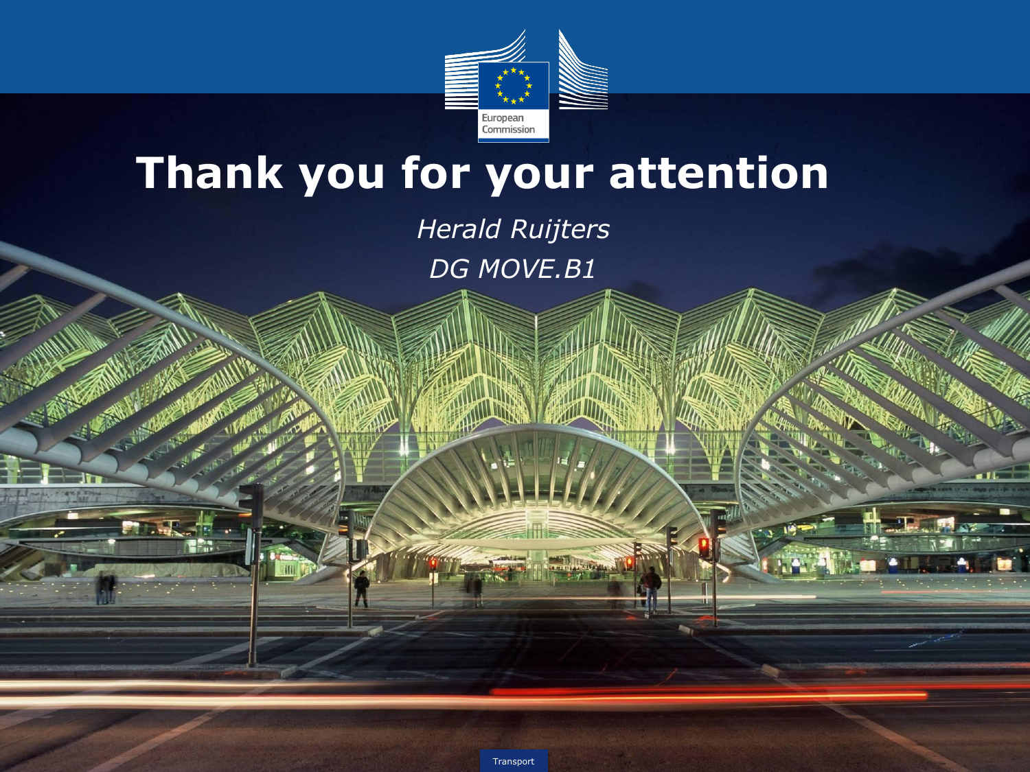# Thank you for your attention

*Herald Ruijters*

*DG MOVE.B1*